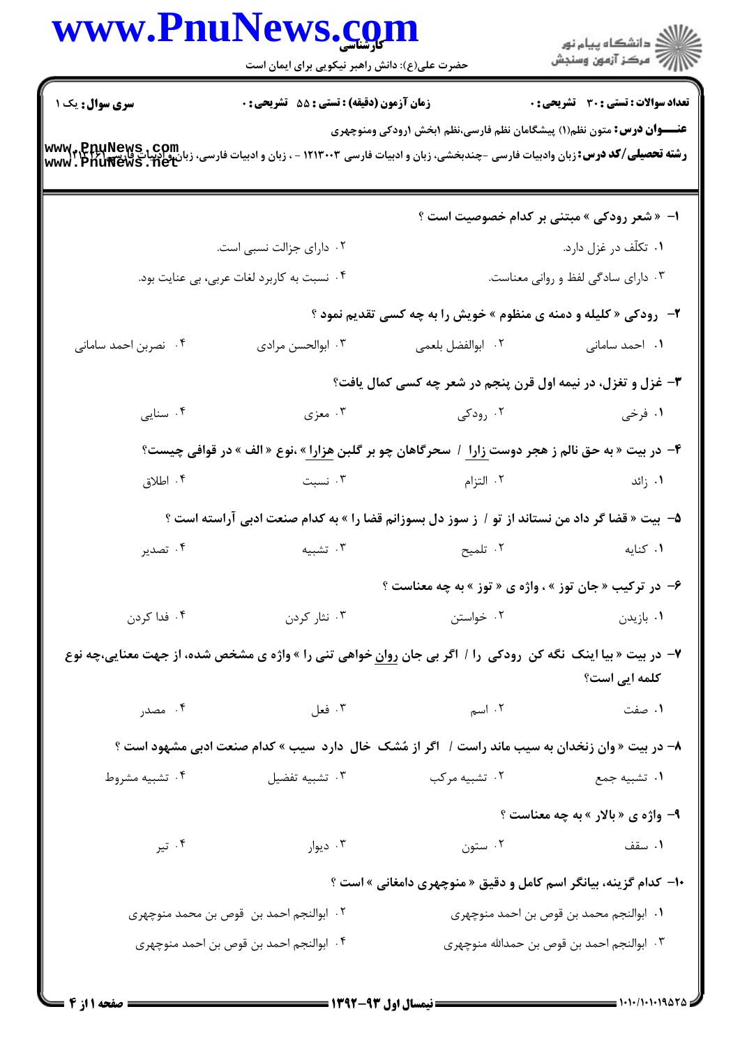**سری سوال:** یک ۱ | **زمان آزمون (دقیقه) : تستی : ۵۵ تشریحی : ۰** | **تعداد سوالات : تستی : ۳۰ تشریحی : ۰**

**عنـــوان درس:** متون نظم(۱) پیشگامان نظم فارسی،نظم ۱بخش ۱رودکی ومنوچهری

**رشته تحصیلی/کد درس:** زبان وادبیات فارسی -چندبخشی، زبان و ادبیات فارسی ۱۲۱۳۰۰۳ - ، زبان و ادبیات فارسی، زبان و ادبیات فارسی ۱۲۱۳۱۶۲

۱- « شعر رودکی » مبتنی بر کدام خصوصیت است ؟

۱. تکلّف در غزل دارد.
۲. دارای جزالت نسبی است.
۳. دارای سادگی لفظ و روانی معناست.
۴. نسبت به کاربرد لغات عربی، بی عنایت بود.

۲- رودکی « کلیله و دمنه ی منظوم » خویش را به چه کسی تقدیم نمود ؟

۱. احمد سامانی
۲. ابوالفضل بلعمی
۳. ابوالحسن مرادی
۴. نصربن احمد سامانی

۳- غزل و تغزل، در نیمه اول قرن پنجم در شعر چه کسی کمال یافت؟

۱. فرخی
۲. رودکی
۳. معزی
۴. سنایی

۴- در بیت « به حق نالم ز هجر دوست زارا / سحرگاهان چو بر گلبن هزارا » ،نوع « الف » در قوافی چیست؟

۱. زائد
۲. التزام
۳. نسبت
۴. اطلاق

۵- بیت « قضا گر داد من نستاند از تو / ز سوز دل بسوزانم قضا را » به کدام صنعت ادبی آراسته است ؟

۱. کنایه
۲. تلمیح
۳. تشبیه
۴. تصدیر

۶- در ترکیب « جان توز » ، واژه ی « توز » به چه معناست ؟

۱. بازیدن
۲. خواستن
۳. نثار کردن
۴. فدا کردن

۷- در بیت « بیا اینک نگه کن رودکی را / اگر بی جان روان خواهی تنی را » واژه ی مشخص شده، از جهت معنایی،چه نوع کلمه ایی است؟

۱. صفت
۲. اسم
۳. فعل
۴. مصدر

۸- در بیت « وان زنخدان به سیب ماند راست / اگر از مُشک خال دارد سیب » کدام صنعت ادبی مشهود است ؟

۱. تشبیه جمع
۲. تشبیه مرکب
۳. تشبیه تفضیل
۴. تشبیه مشروط

۹- واژه ی « بالار » به چه معناست ؟

۱. سقف
۲. ستون
۳. دیوار
۴. تیر

۱۰- کدام گزینه، بیانگر اسم کامل و دقیق « منوچهری دامغانی » است ؟

۱. ابوالنجم محمد بن قوص بن احمد منوچهری
۲. ابوالنجم احمد بن قوص بن محمد منوچهری
۳. ابوالنجم احمد بن قوص بن حمدالله منوچهری
۴. ابوالنجم احمد بن قوص بن احمد منوچهری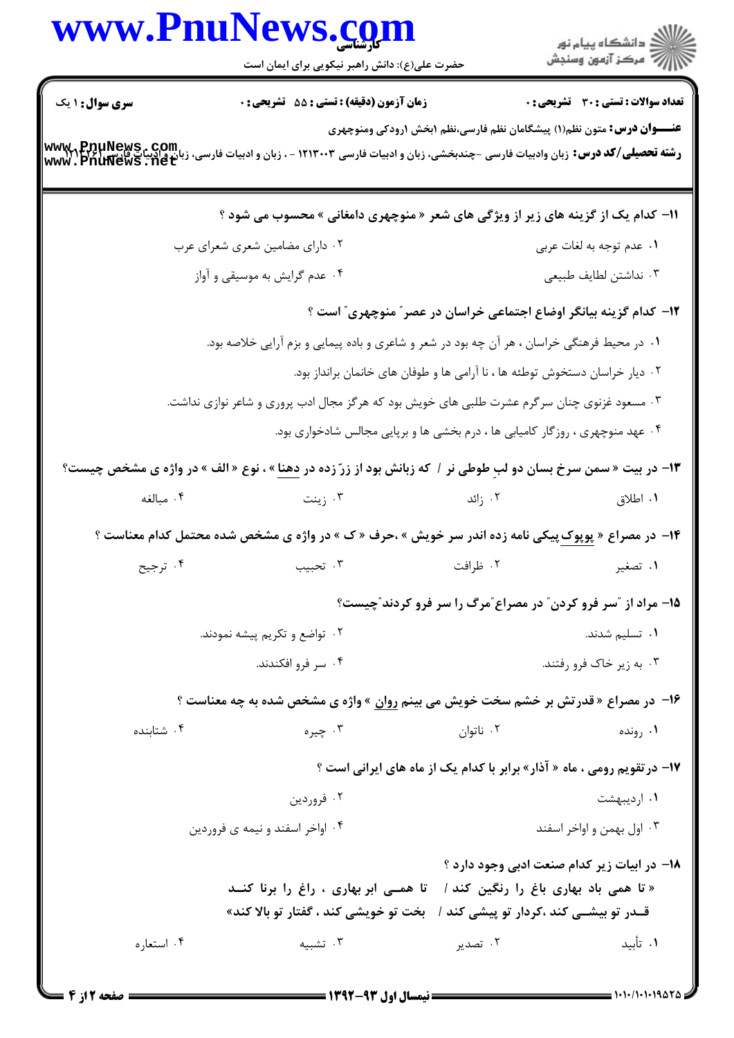**سری سوال:** ۱ یک

**زمان آزمون (دقیقه) : تستی :** ۵۵ **تشریحی :** ۰

**تعداد سوالات : تستی :** ۳۰ **تشریحی :** ۰

**عنـــوان درس:** متون نظم(۱) پیشگامان نظم فارسی،نظم ۱بخش ۱رودکی ومنوچهری

**رشته تحصیلی/کد درس:** زبان وادبیات فارسی -چندبخشی، زبان و ادبیات فارسی ۱۲۱۳۰۰۳ - ، زبان و ادبیات فارسی، زبان و ادبیات فارسی ۱۲۱۳۲۶۱

۱۱- کدام یک از گزینه های زیر از ویژگی های شعر « منوچهری دامغانی » محسوب می شود ؟

۱. عدم توجه به لغات عربی
۲. دارای مضامین شعری شعرای عرب
۳. نداشتن لطایف طبیعی
۴. عدم گرایش به موسیقی و آواز

۱۲- کدام گزینه بیانگر اوضاع اجتماعی خراسان در عصر" منوچهری" است ؟

۱. در محیط فرهنگی خراسان ، هر آن چه بود در شعر و شاعری و باده پیمایی و بزم آرایی خلاصه بود.
۲. دیار خراسان دستخوش توطئه ها ، نا آرامی ها و طوفان های خانمان برانداز بود.
۳. مسعود غزنوی چنان سرگرم عشرت طلبی های خویش بود که هرگز مجال ادب پروری و شاعر نوازی نداشت.
۴. عهد منوچهری ، روزگار کامیابی ها ، درم بخشی ها و برپایی مجالس شادخواری بود.

۱۳- در بیت « سمن سرخ بسان دو لبِ طوطی نر / که زبانش بود از زرّ زده در __دهنا__ » ، نوع « الف » در واژه ی مشخص چیست؟

۱. اطلاق
۲. زائد
۳. زینت
۴. مبالغه

۱۴- در مصراع « __پوپوک__ پیکی نامه زده اندر سر خویش » ،حرف « ک » در واژه ی مشخص شده محتمل کدام معناست ؟

۱. تصغیر
۲. ظرافت
۳. تحبیب
۴. ترجیح

۱۵- مراد از "سر فرو کردن" در مصراع"مرگ را سر فرو کردند"چیست؟

۱. تسلیم شدند.
۲. تواضع و تکریم پیشه نمودند.
۳. به زیر خاک فرو رفتند.
۴. سر فرو افکندند.

۱۶- در مصراع « قدرتش بر خشم سخت خویش می بینم __روان__ » واژه ی مشخص شده به چه معناست ؟

۱. رونده
۲. ناتوان
۳. چیره
۴. شتابنده

۱۷- در تقویم رومی ، ماه « آذار» برابر با کدام یک از ماه های ایرانی است ؟

۱. اردیبهشت
۲. فروردین
۳. اول بهمن و اواخر اسفند
۴. اواخر اسفند و نیمه ی فروردین

۱۸- در ابیات زیر کدام صنعت ادبی وجود دارد ؟

« تا همی باد بهاری باغ را رنگین کند / تا همـی ابر بهاری ، راغ را برنا کنـد
قـدر تو بیشـی کند ،کردار تو پیشی کند / بخت تو خویشی کند ، گفتار تو بالا کند»

۱. تأبید
۲. تصدیر
۳. تشبیه
۴. استعاره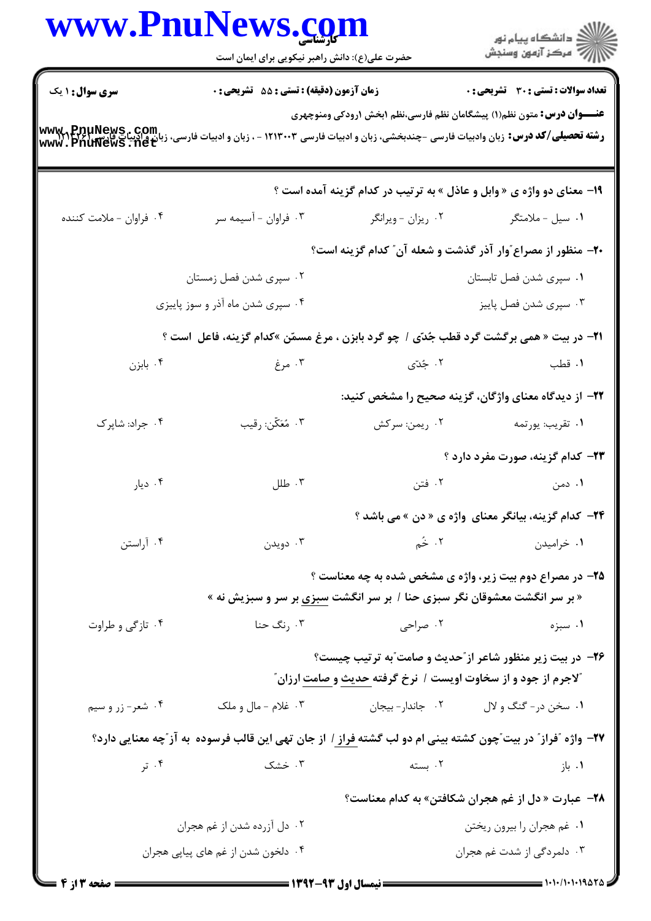**سری سوال:** ۱ یک

**زمان آزمون (دقیقه) : تستی :** ۵۵ **تشریحی :** ۰

**تعداد سوالات : تستی :** ۳۰ **تشریحی :** ۰

**عنـــوان درس:** متون نظم(۱) پیشگامان نظم فارسی،نظم ۱بخش ۱رودکی ومنوچهری

**رشته تحصیلی/کد درس:** زبان وادبیات فارسی -چندبخشی، زبان و ادبیات فارسی ۱۲۱۳۰۰۳ - ، زبان و ادبیات فارسی، زبان و ادبیات فارسی ۱۲۱۳۲۶۱

۱۹- معنای دو واژه ی « وابل و عاذل » به ترتیب در کدام گزینه آمده است ؟

۱. سیل - ملامتگر
۲. ریزان - ویرانگر
۳. فراوان - آسیمه سر
۴. فراوان - ملامت کننده

۲۰- منظور از مصراع"وار آذر گذشت و شعله آن" کدام گزینه است؟

۱. سپری شدن فصل تابستان
۲. سپری شدن فصل زمستان
۳. سپری شدن فصل پاییز
۴. سپری شدن ماه آذر و سوز پاییزی

۲۱- در بیت « همی برگشت گرد قطب جُدّی / چو گرد بابزن ، مرغ مسمّن »کدام گزینه، فاعل است ؟

۱. قطب
۲. جُدّی
۳. مرغ
۴. بابزن

۲۲- از دیدگاه معنای واژگان، گزینه صحیح را مشخص کنید:

۱. تقریب: یورتمه
۲. ریمن: سرکش
۳. مُعَکّن: رقیب
۴. جراد: شاپرک

۲۳- کدام گزینه، صورت مفرد دارد ؟

۱. دمن
۲. فتن
۳. طلل
۴. دیار

۲۴- کدام گزینه، بیانگر معنای واژه ی « دن » می باشد ؟

۱. خرامیدن
۲. خُم
۳. دویدن
۴. آراستن

۲۵- در مصراع دوم بیت زیر، واژه ی مشخص شده به چه معناست ؟

« بر سر انگشت معشوقان نگر سبزی حنا / بر سر انگشت سبزی بر سر و سبزیش نه »

۱. سبزه
۲. صراحی
۳. رنگ حنا
۴. تازگی و طراوت

۲۶- در بیت زیر منظور شاعر از"حدیث و صامت"به ترتیب چیست؟

"لاجرم از جود و از سخاوت اویست / نرخ گرفته حدیث و صامت ارزان"

۱. سخن در- گنگ و لال
۲. جاندار- بیجان
۳. غلام - مال و ملک
۴. شعر- زر و سیم

۲۷- واژه "فراز" در بیت"چون کشته بینی ام دو لب گشته فراز / از جان تهی این قالب فرسوده به آز"چه معنایی دارد؟

۱. باز
۲. بسته
۳. خشک
۴. تر

۲۸- عبارت « دل از غم هجران شکافتن» به کدام معناست؟

۱. غم هجران را بیرون ریختن
۲. دل آزرده شدن از غم هجران
۳. دلمردگی از شدت غم هجران
۴. دلخون شدن از غم های پیاپی هجران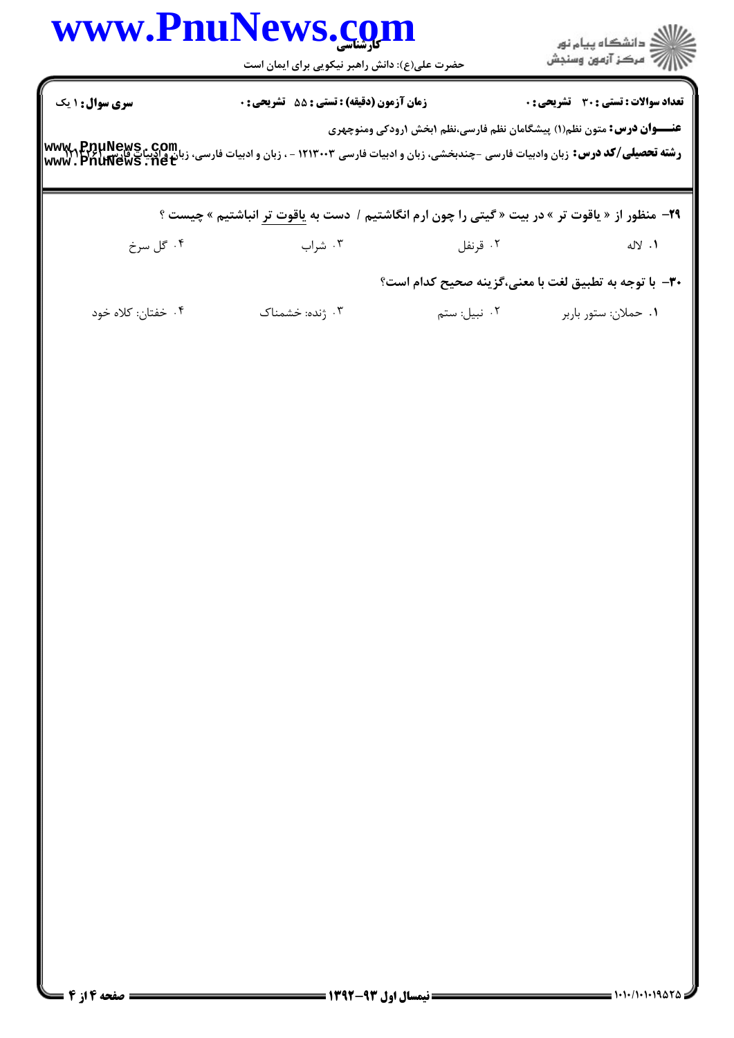**تعداد سوالات : تستی : ۳۰ تشریحی : ۰** | **زمان آزمون (دقیقه) : تستی : ۵۵ تشریحی : ۰** | **سری سوال : ۱ یک**

**عنـــوان درس:** متون نظم(۱) پیشگامان نظم فارسی،نظم ۱بخش ۱رودکی ومنوچهری

**رشته تحصیلی/کد درس:** زبان وادبیات فارسی -چندبخشی، زبان و ادبیات فارسی ۱۲۱۳۰۰۳ - ، زبان و ادبیات فارسی، زبان و ادبیات فارسی ۱۲۱۳۲۶۱

**۲۹- منظور از « یاقوت تر » در بیت « گیتی را چون ارم انگاشتیم / دست به یاقوت تر انباشتیم » چیست ؟**

۱. لاله

۲. قرنفل

۳. شراب

۴. گل سرخ

**۳۰- با توجه به تطبیق لغت با معنی،گزینه صحیح کدام است؟**

۱. حملان: ستور باربر

۲. نبیل: ستم

۳. ژنده: خشمناک

۴. خفتان: کلاه خود